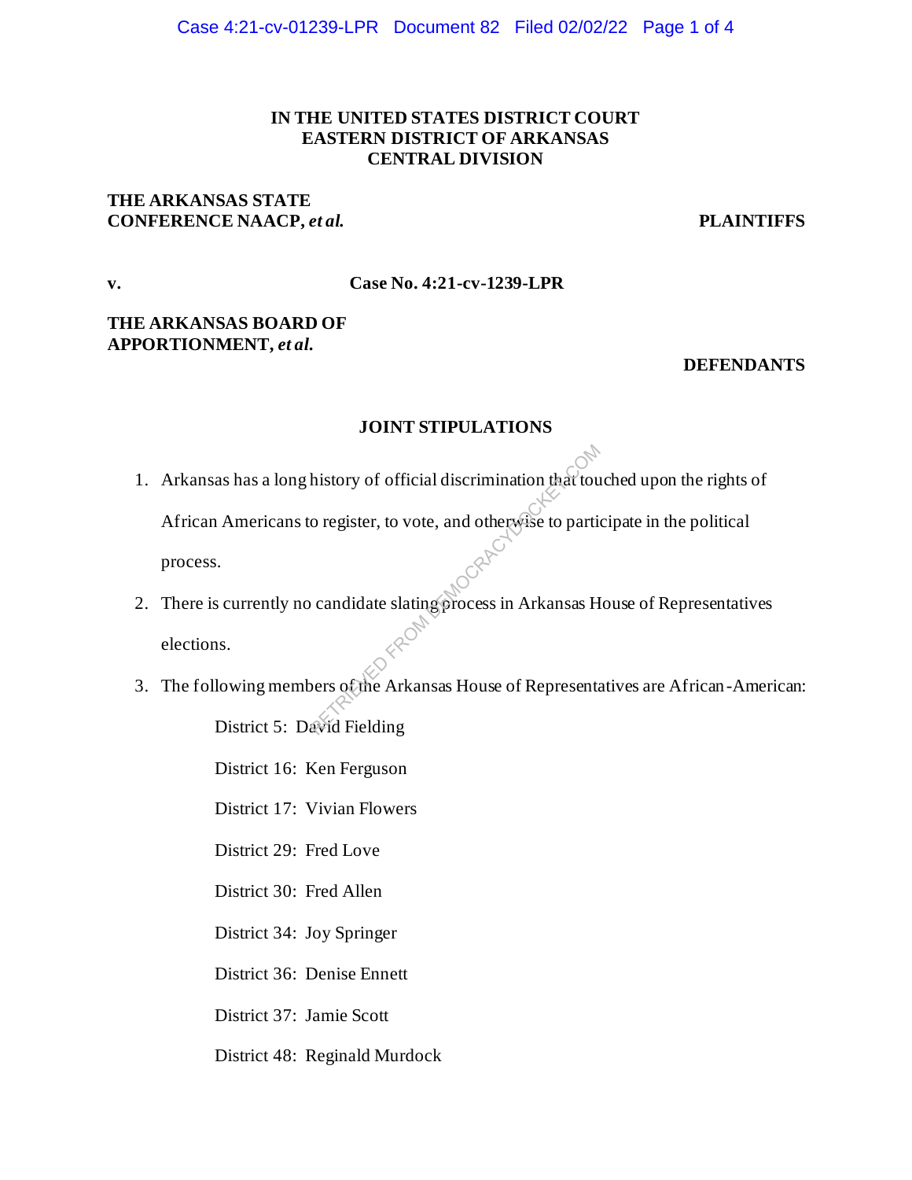**IN THE UNITED STATES DISTRICT COURT**
**EASTERN DISTRICT OF ARKANSAS**
**CENTRAL DIVISION**

**THE ARKANSAS STATE CONFERENCE NAACP, *et al.*** — **PLAINTIFFS**

**v.** — **Case No. 4:21-cv-1239-LPR**

**THE ARKANSAS BOARD OF APPORTIONMENT, *et al.*** — **DEFENDANTS**

## JOINT STIPULATIONS

1. Arkansas has a long history of official discrimination that touched upon the rights of African Americans to register, to vote, and otherwise to participate in the political process.
2. There is currently no candidate slating process in Arkansas House of Representatives elections.
3. The following members of the Arkansas House of Representatives are African-American:

   District 5: David Fielding

   District 16: Ken Ferguson

   District 17: Vivian Flowers

   District 29: Fred Love

   District 30: Fred Allen

   District 34: Joy Springer

   District 36: Denise Ennett

   District 37: Jamie Scott

   District 48: Reginald Murdock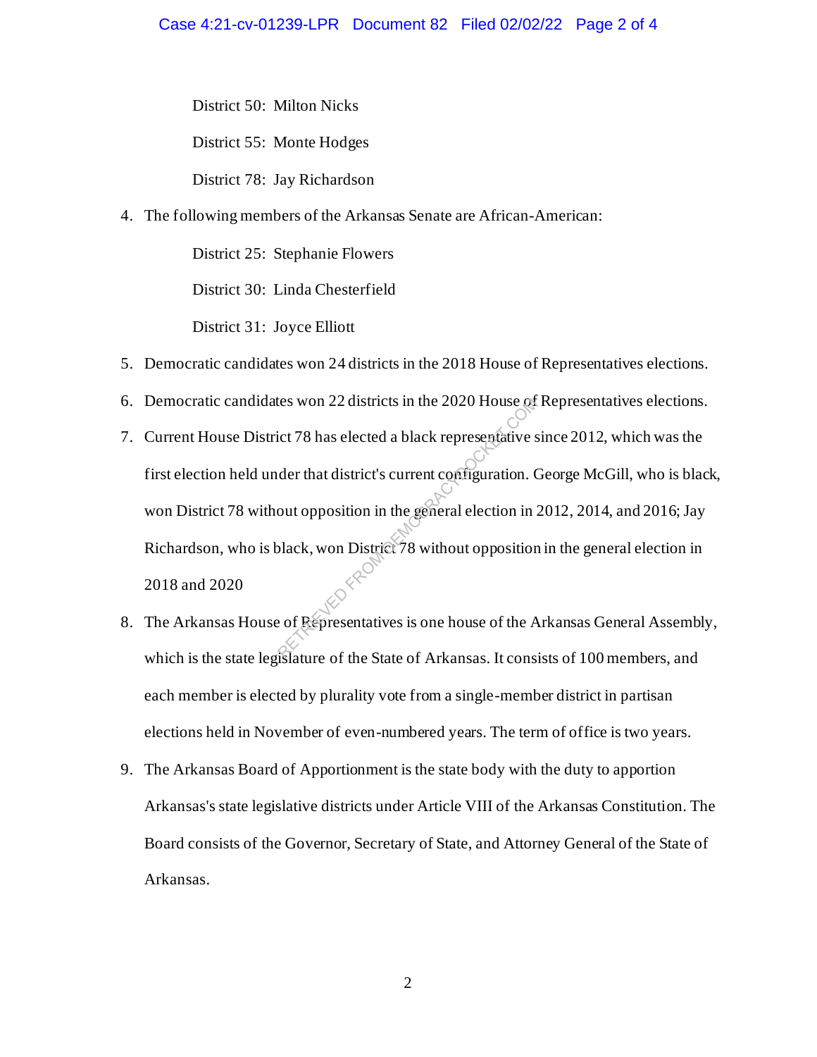District 50: Milton Nicks

District 55: Monte Hodges

District 78: Jay Richardson

4. The following members of the Arkansas Senate are African-American:

   District 25: Stephanie Flowers

   District 30: Linda Chesterfield

   District 31: Joyce Elliott

5. Democratic candidates won 24 districts in the 2018 House of Representatives elections.
6. Democratic candidates won 22 districts in the 2020 House of Representatives elections.
7. Current House District 78 has elected a black representative since 2012, which was the first election held under that district's current configuration. George McGill, who is black, won District 78 without opposition in the general election in 2012, 2014, and 2016; Jay Richardson, who is black, won District 78 without opposition in the general election in 2018 and 2020
8. The Arkansas House of Representatives is one house of the Arkansas General Assembly, which is the state legislature of the State of Arkansas. It consists of 100 members, and each member is elected by plurality vote from a single-member district in partisan elections held in November of even-numbered years. The term of office is two years.
9. The Arkansas Board of Apportionment is the state body with the duty to apportion Arkansas's state legislative districts under Article VIII of the Arkansas Constitution. The Board consists of the Governor, Secretary of State, and Attorney General of the State of Arkansas.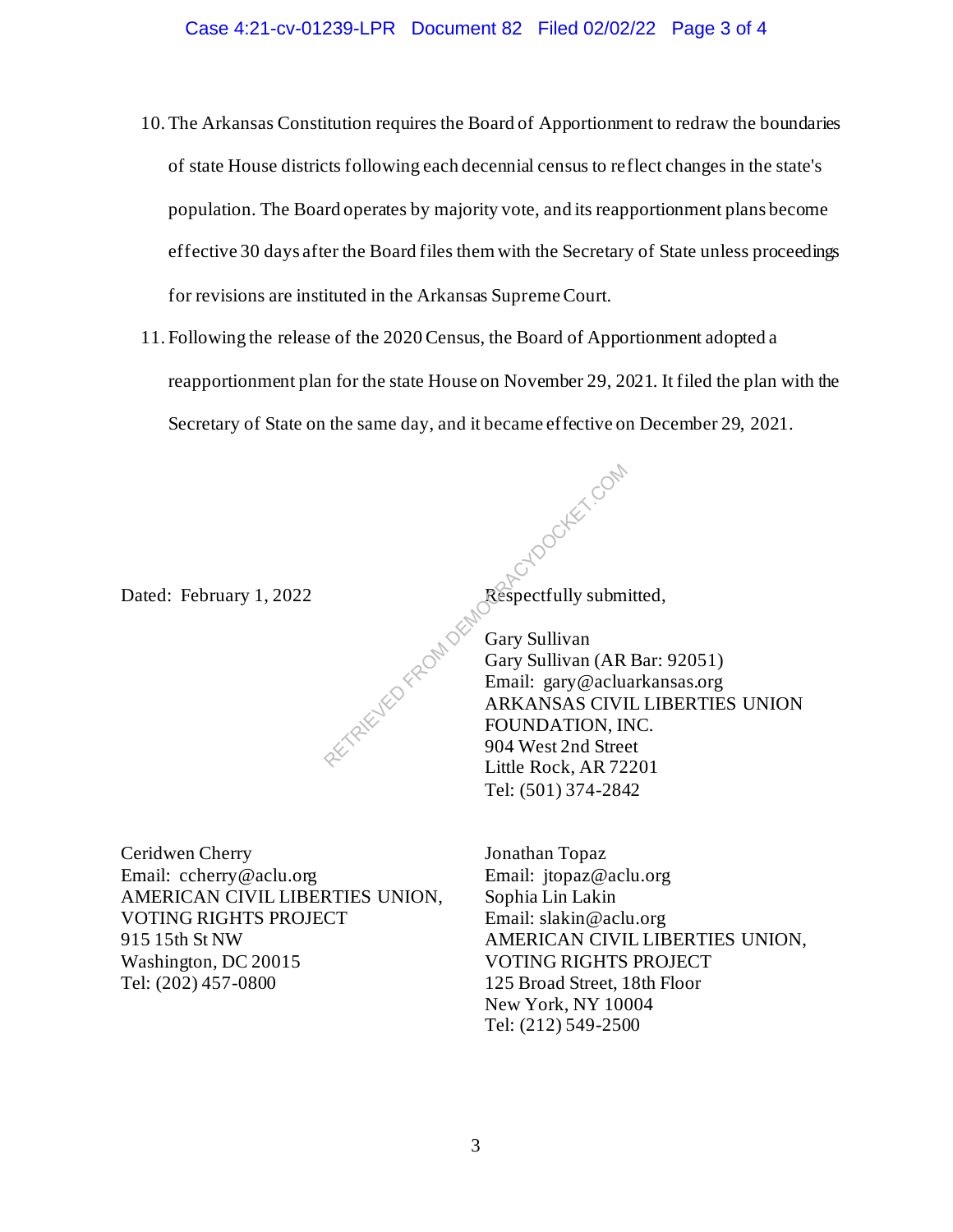10. The Arkansas Constitution requires the Board of Apportionment to redraw the boundaries of state House districts following each decennial census to reflect changes in the state's population. The Board operates by majority vote, and its reapportionment plans become effective 30 days after the Board files them with the Secretary of State unless proceedings for revisions are instituted in the Arkansas Supreme Court.

11. Following the release of the 2020 Census, the Board of Apportionment adopted a reapportionment plan for the state House on November 29, 2021. It filed the plan with the Secretary of State on the same day, and it became effective on December 29, 2021.

Dated: February 1, 2022

Respectfully submitted,

Gary Sullivan
Gary Sullivan (AR Bar: 92051)
Email: gary@acluarkansas.org
ARKANSAS CIVIL LIBERTIES UNION FOUNDATION, INC.
904 West 2nd Street
Little Rock, AR 72201
Tel: (501) 374-2842

Ceridwen Cherry
Email: ccherry@aclu.org
AMERICAN CIVIL LIBERTIES UNION, VOTING RIGHTS PROJECT
915 15th St NW
Washington, DC 20015
Tel: (202) 457-0800

Jonathan Topaz
Email: jtopaz@aclu.org
Sophia Lin Lakin
Email: slakin@aclu.org
AMERICAN CIVIL LIBERTIES UNION, VOTING RIGHTS PROJECT
125 Broad Street, 18th Floor
New York, NY 10004
Tel: (212) 549-2500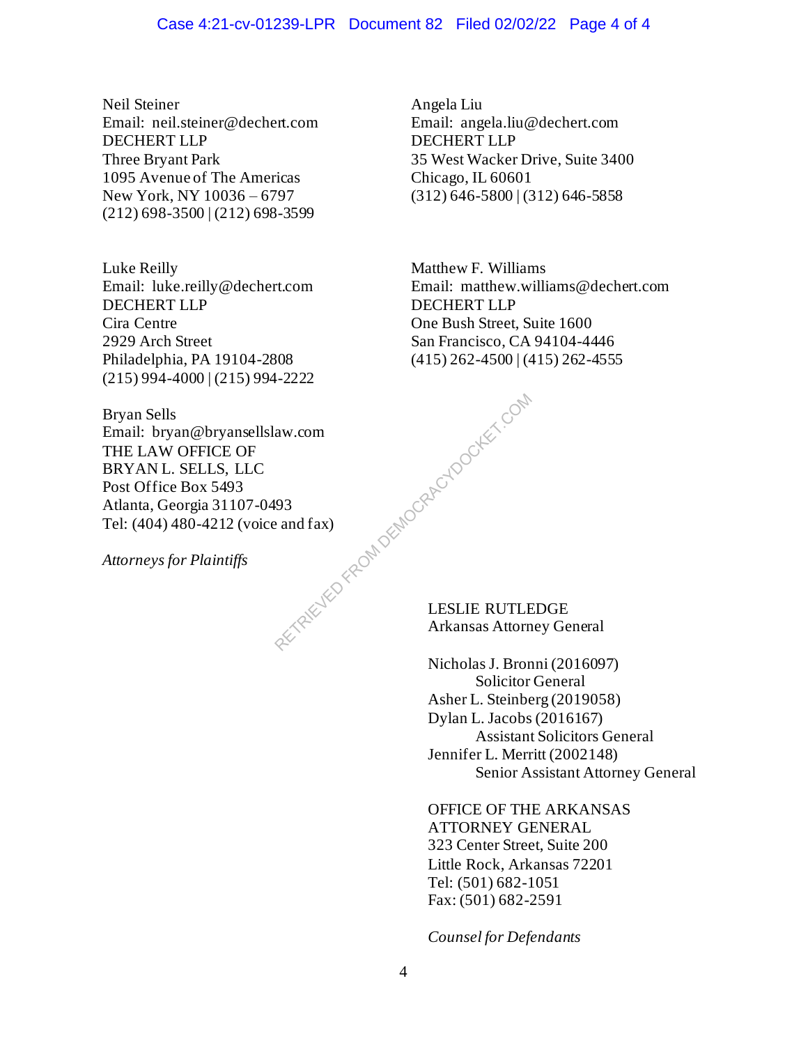Neil Steiner
Email: neil.steiner@dechert.com
DECHERT LLP
Three Bryant Park
1095 Avenue of The Americas
New York, NY 10036 – 6797
(212) 698-3500 | (212) 698-3599

Angela Liu
Email: angela.liu@dechert.com
DECHERT LLP
35 West Wacker Drive, Suite 3400
Chicago, IL 60601
(312) 646-5800 | (312) 646-5858

Luke Reilly
Email: luke.reilly@dechert.com
DECHERT LLP
Cira Centre
2929 Arch Street
Philadelphia, PA 19104-2808
(215) 994-4000 | (215) 994-2222

Matthew F. Williams
Email: matthew.williams@dechert.com
DECHERT LLP
One Bush Street, Suite 1600
San Francisco, CA 94104-4446
(415) 262-4500 | (415) 262-4555

Bryan Sells
Email: bryan@bryansellslaw.com
THE LAW OFFICE OF
BRYAN L. SELLS, LLC
Post Office Box 5493
Atlanta, Georgia 31107-0493
Tel: (404) 480-4212 (voice and fax)

*Attorneys for Plaintiffs*

LESLIE RUTLEDGE
Arkansas Attorney General

Nicholas J. Bronni (2016097)
Solicitor General
Asher L. Steinberg (2019058)
Dylan L. Jacobs (2016167)
Assistant Solicitors General
Jennifer L. Merritt (2002148)
Senior Assistant Attorney General

OFFICE OF THE ARKANSAS
ATTORNEY GENERAL
323 Center Street, Suite 200
Little Rock, Arkansas 72201
Tel: (501) 682-1051
Fax: (501) 682-2591

*Counsel for Defendants*